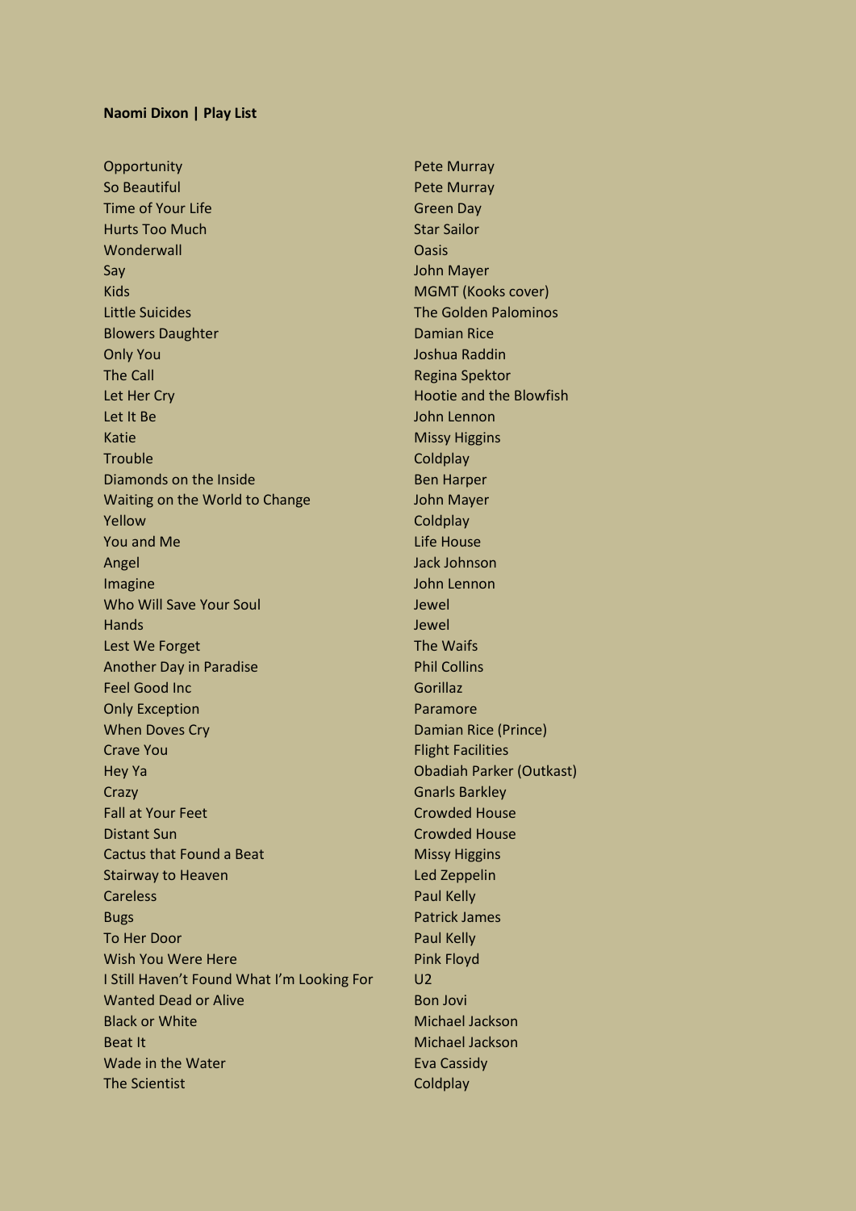**Naomi Dixon | Play List**

| | |
|---|---|
| Opportunity | Pete Murray |
| So Beautiful | Pete Murray |
| Time of Your Life | Green Day |
| Hurts Too Much | Star Sailor |
| Wonderwall | Oasis |
| Say | John Mayer |
| Kids | MGMT (Kooks cover) |
| Little Suicides | The Golden Palominos |
| Blowers Daughter | Damian Rice |
| Only You | Joshua Raddin |
| The Call | Regina Spektor |
| Let Her Cry | Hootie and the Blowfish |
| Let It Be | John Lennon |
| Katie | Missy Higgins |
| Trouble | Coldplay |
| Diamonds on the Inside | Ben Harper |
| Waiting on the World to Change | John Mayer |
| Yellow | Coldplay |
| You and Me | Life House |
| Angel | Jack Johnson |
| Imagine | John Lennon |
| Who Will Save Your Soul | Jewel |
| Hands | Jewel |
| Lest We Forget | The Waifs |
| Another Day in Paradise | Phil Collins |
| Feel Good Inc | Gorillaz |
| Only Exception | Paramore |
| When Doves Cry | Damian Rice (Prince) |
| Crave You | Flight Facilities |
| Hey Ya | Obadiah Parker (Outkast) |
| Crazy | Gnarls Barkley |
| Fall at Your Feet | Crowded House |
| Distant Sun | Crowded House |
| Cactus that Found a Beat | Missy Higgins |
| Stairway to Heaven | Led Zeppelin |
| Careless | Paul Kelly |
| Bugs | Patrick James |
| To Her Door | Paul Kelly |
| Wish You Were Here | Pink Floyd |
| I Still Haven't Found What I'm Looking For | U2 |
| Wanted Dead or Alive | Bon Jovi |
| Black or White | Michael Jackson |
| Beat It | Michael Jackson |
| Wade in the Water | Eva Cassidy |
| The Scientist | Coldplay |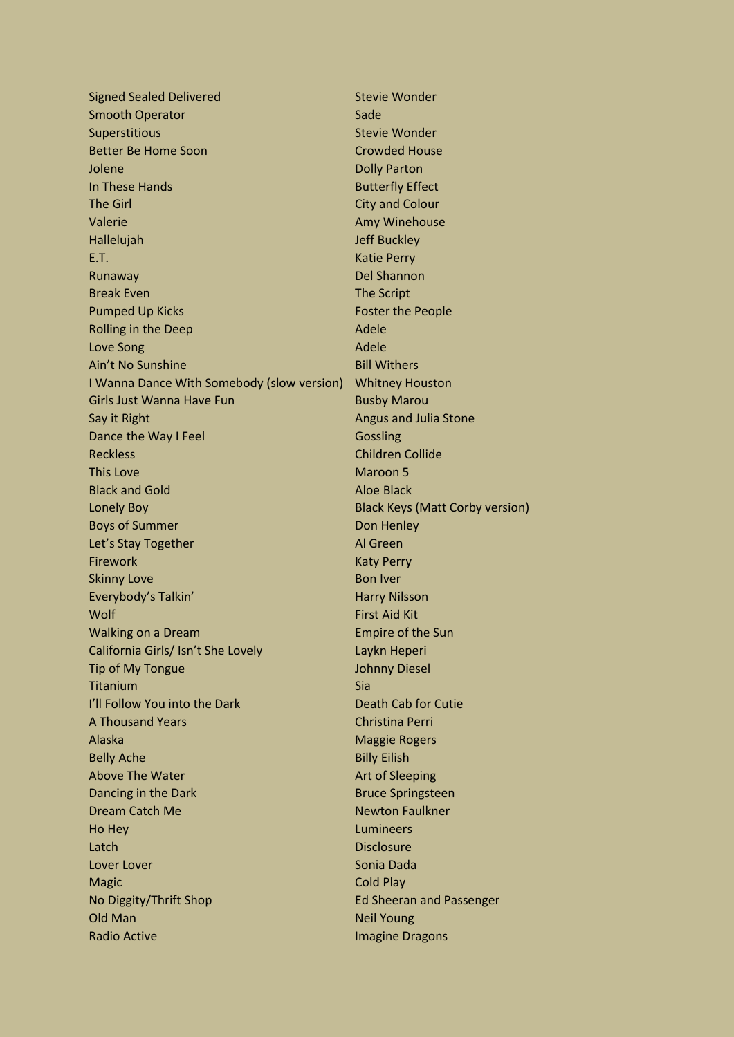| | |
|---|---|
| Signed Sealed Delivered | Stevie Wonder |
| Smooth Operator | Sade |
| Superstitious | Stevie Wonder |
| Better Be Home Soon | Crowded House |
| Jolene | Dolly Parton |
| In These Hands | Butterfly Effect |
| The Girl | City and Colour |
| Valerie | Amy Winehouse |
| Hallelujah | Jeff Buckley |
| E.T. | Katie Perry |
| Runaway | Del Shannon |
| Break Even | The Script |
| Pumped Up Kicks | Foster the People |
| Rolling in the Deep | Adele |
| Love Song | Adele |
| Ain't No Sunshine | Bill Withers |
| I Wanna Dance With Somebody (slow version) | Whitney Houston |
| Girls Just Wanna Have Fun | Busby Marou |
| Say it Right | Angus and Julia Stone |
| Dance the Way I Feel | Gossling |
| Reckless | Children Collide |
| This Love | Maroon 5 |
| Black and Gold | Aloe Black |
| Lonely Boy | Black Keys (Matt Corby version) |
| Boys of Summer | Don Henley |
| Let's Stay Together | Al Green |
| Firework | Katy Perry |
| Skinny Love | Bon Iver |
| Everybody's Talkin' | Harry Nilsson |
| Wolf | First Aid Kit |
| Walking on a Dream | Empire of the Sun |
| California Girls/ Isn't She Lovely | Laykn Heperi |
| Tip of My Tongue | Johnny Diesel |
| Titanium | Sia |
| I'll Follow You into the Dark | Death Cab for Cutie |
| A Thousand Years | Christina Perri |
| Alaska | Maggie Rogers |
| Belly Ache | Billy Eilish |
| Above The Water | Art of Sleeping |
| Dancing in the Dark | Bruce Springsteen |
| Dream Catch Me | Newton Faulkner |
| Ho Hey | Lumineers |
| Latch | Disclosure |
| Lover Lover | Sonia Dada |
| Magic | Cold Play |
| No Diggity/Thrift Shop | Ed Sheeran and Passenger |
| Old Man | Neil Young |
| Radio Active | Imagine Dragons |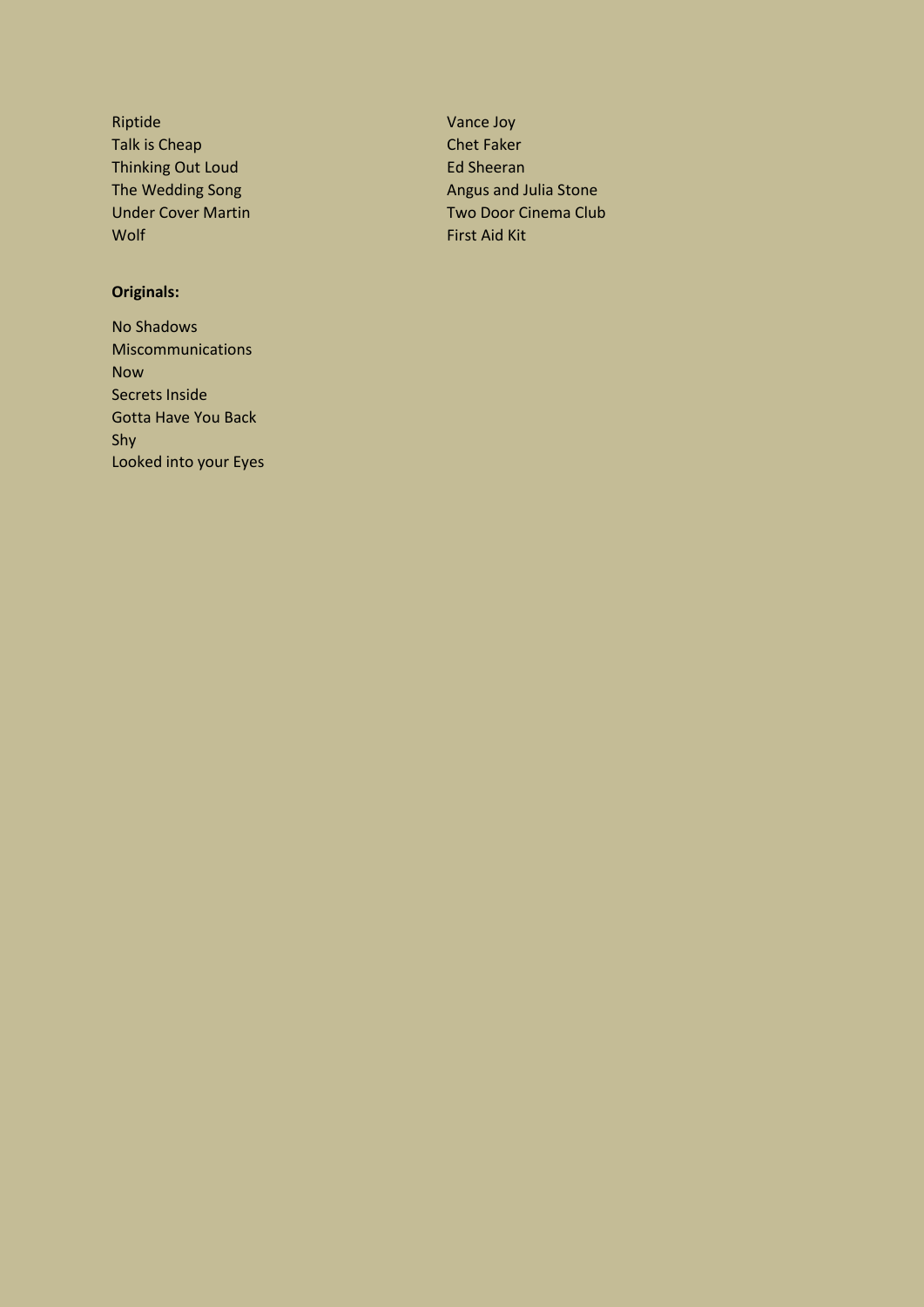| | |
|---|---|
| Riptide | Vance Joy |
| Talk is Cheap | Chet Faker |
| Thinking Out Loud | Ed Sheeran |
| The Wedding Song | Angus and Julia Stone |
| Under Cover Martin | Two Door Cinema Club |
| Wolf | First Aid Kit |

**Originals:**

No Shadows
Miscommunications
Now
Secrets Inside
Gotta Have You Back
Shy
Looked into your Eyes